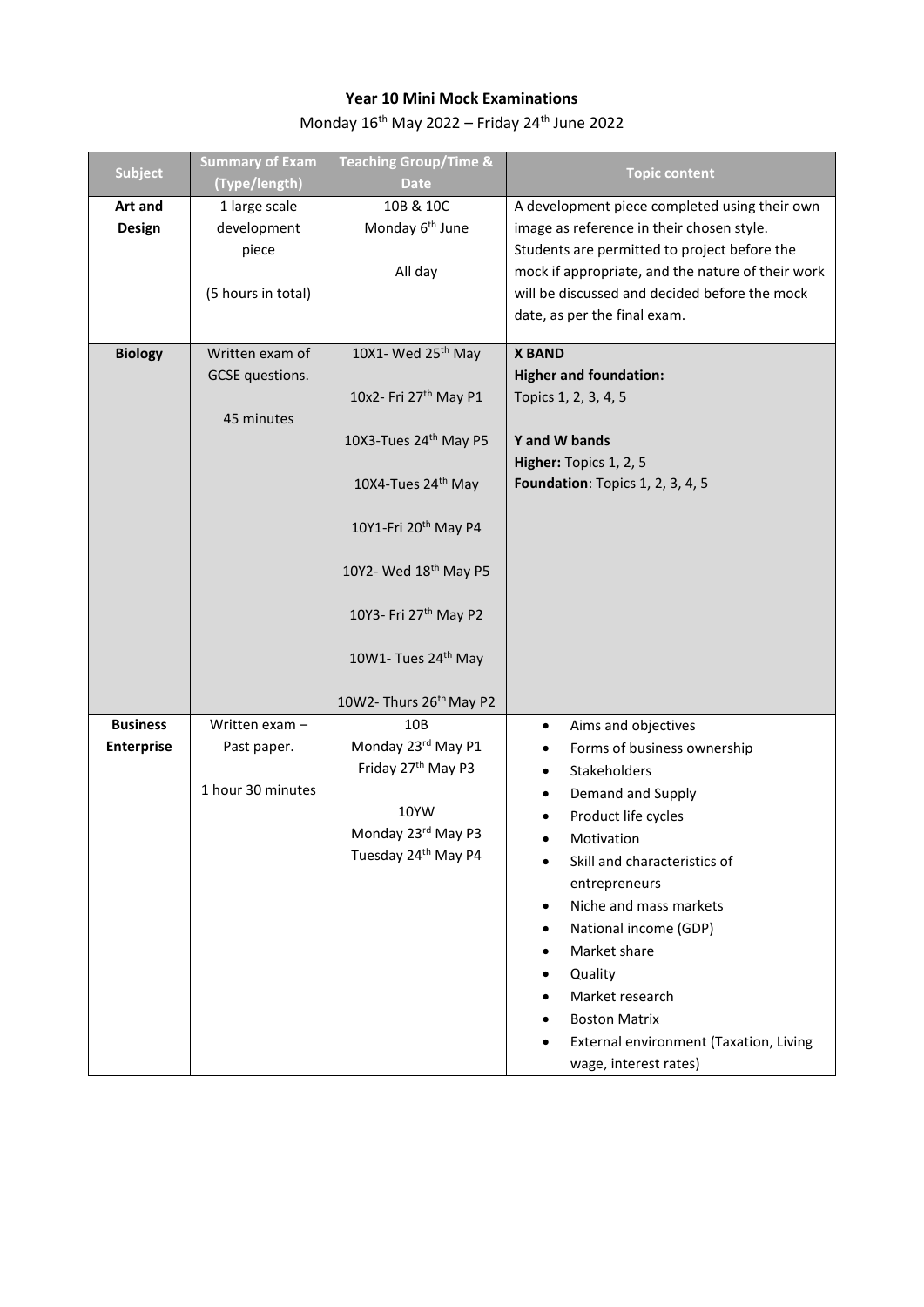**Year 10 Mini Mock Examinations**

Monday 16th May 2022 – Friday 24th June 2022

| Subject | Summary of Exam (Type/length) | Teaching Group/Time & Date | Topic content |
|---|---|---|---|
| **Art and Design** | 1 large scale development piece<br><br>(5 hours in total) | 10B & 10C<br>Monday 6th June<br><br>All day | A development piece completed using their own image as reference in their chosen style. Students are permitted to project before the mock if appropriate, and the nature of their work will be discussed and decided before the mock date, as per the final exam. |
| **Biology** | Written exam of GCSE questions.<br><br>45 minutes | 10X1- Wed 25th May<br><br>10x2- Fri 27th May P1<br><br>10X3-Tues 24th May P5<br><br>10X4-Tues 24th May<br><br>10Y1-Fri 20th May P4<br><br>10Y2- Wed 18th May P5<br><br>10Y3- Fri 27th May P2<br><br>10W1- Tues 24th May<br><br>10W2- Thurs 26th May P2 | **X BAND**<br>**Higher and foundation:**<br>Topics 1, 2, 3, 4, 5<br><br>**Y and W bands**<br>**Higher:** Topics 1, 2, 5<br>**Foundation**: Topics 1, 2, 3, 4, 5 |
| **Business Enterprise** | Written exam – Past paper.<br><br>1 hour 30 minutes | 10B<br>Monday 23rd May P1<br>Friday 27th May P3<br><br>10YW<br>Monday 23rd May P3<br>Tuesday 24th May P4 | • Aims and objectives<br>• Forms of business ownership<br>• Stakeholders<br>• Demand and Supply<br>• Product life cycles<br>• Motivation<br>• Skill and characteristics of entrepreneurs<br>• Niche and mass markets<br>• National income (GDP)<br>• Market share<br>• Quality<br>• Market research<br>• Boston Matrix<br>• External environment (Taxation, Living wage, interest rates) |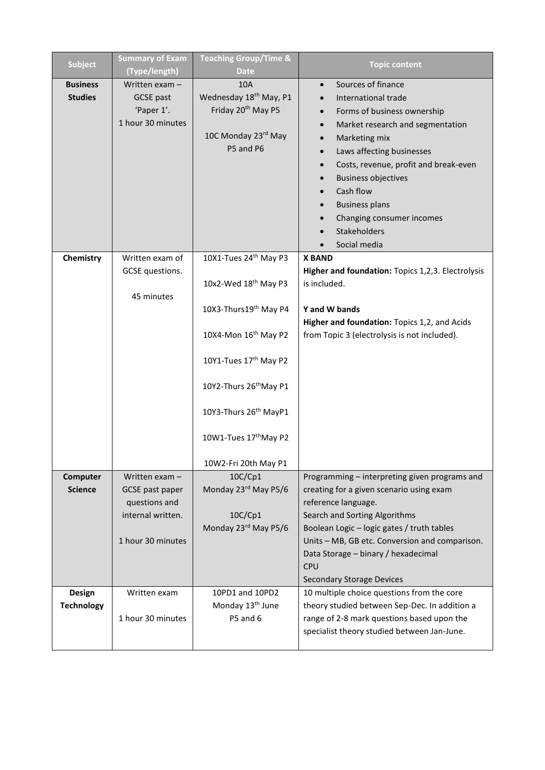| Subject | Summary of Exam (Type/length) | Teaching Group/Time & Date | Topic content |
|---|---|---|---|
| **Business Studies** | Written exam – GCSE past 'Paper 1'.<br>1 hour 30 minutes | 10A<br>Wednesday 18th May, P1<br>Friday 20th May P5<br><br>10C Monday 23rd May P5 and P6 | • Sources of finance<br>• International trade<br>• Forms of business ownership<br>• Market research and segmentation<br>• Marketing mix<br>• Laws affecting businesses<br>• Costs, revenue, profit and break-even<br>• Business objectives<br>• Cash flow<br>• Business plans<br>• Changing consumer incomes<br>• Stakeholders<br>• Social media |
| **Chemistry** | Written exam of GCSE questions.<br><br>45 minutes | 10X1-Tues 24th May P3<br><br>10x2-Wed 18th May P3<br><br>10X3-Thurs19th May P4<br><br>10X4-Mon 16th May P2<br><br>10Y1-Tues 17th May P2<br><br>10Y2-Thurs 26thMay P1<br><br>10Y3-Thurs 26th MayP1<br><br>10W1-Tues 17thMay P2<br><br>10W2-Fri 20th May P1 | **X BAND**<br>**Higher and foundation:** Topics 1,2,3. Electrolysis is included.<br><br>**Y and W bands**<br>**Higher and foundation:** Topics 1,2, and Acids from Topic 3 (electrolysis is not included). |
| **Computer Science** | Written exam – GCSE past paper questions and internal written.<br><br>1 hour 30 minutes | 10C/Cp1<br>Monday 23rd May P5/6<br><br>10C/Cp1<br>Monday 23rd May P5/6 | Programming – interpreting given programs and creating for a given scenario using exam reference language.<br>Search and Sorting Algorithms<br>Boolean Logic – logic gates / truth tables<br>Units – MB, GB etc. Conversion and comparison.<br>Data Storage – binary / hexadecimal<br>CPU<br>Secondary Storage Devices |
| **Design Technology** | Written exam<br><br>1 hour 30 minutes | 10PD1 and 10PD2<br>Monday 13th June<br>P5 and 6 | 10 multiple choice questions from the core theory studied between Sep-Dec. In addition a range of 2-8 mark questions based upon the specialist theory studied between Jan-June. |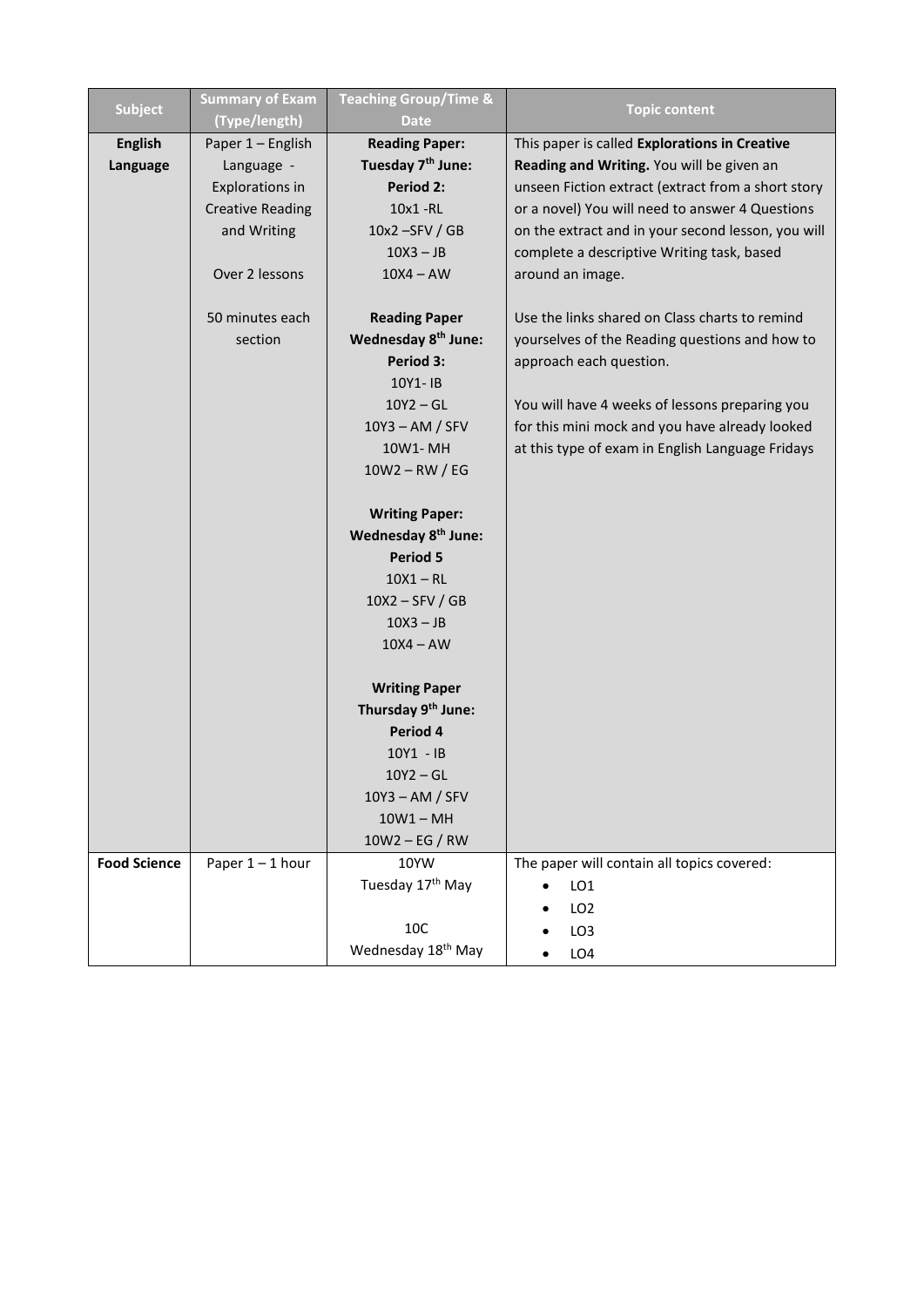| Subject | Summary of Exam (Type/length) | Teaching Group/Time & Date | Topic content |
| --- | --- | --- | --- |
| **English Language** | Paper 1 – English Language - Explorations in Creative Reading and Writing<br><br>Over 2 lessons<br><br>50 minutes each section | **Reading Paper: Tuesday 7th June: Period 2:**<br>10x1 -RL<br>10x2 –SFV / GB<br>10X3 – JB<br>10X4 – AW<br><br>**Reading Paper Wednesday 8th June: Period 3:**<br>10Y1- IB<br>10Y2 – GL<br>10Y3 – AM / SFV<br>10W1- MH<br>10W2 – RW / EG<br><br>**Writing Paper: Wednesday 8th June: Period 5**<br>10X1 – RL<br>10X2 – SFV / GB<br>10X3 – JB<br>10X4 – AW<br><br>**Writing Paper Thursday 9th June: Period 4**<br>10Y1 - IB<br>10Y2 – GL<br>10Y3 – AM / SFV<br>10W1 – MH<br>10W2 – EG / RW | This paper is called **Explorations in Creative Reading and Writing.** You will be given an unseen Fiction extract (extract from a short story or a novel) You will need to answer 4 Questions on the extract and in your second lesson, you will complete a descriptive Writing task, based around an image.<br><br>Use the links shared on Class charts to remind yourselves of the Reading questions and how to approach each question.<br><br>You will have 4 weeks of lessons preparing you for this mini mock and you have already looked at this type of exam in English Language Fridays |
| **Food Science** | Paper 1 – 1 hour | 10YW<br>Tuesday 17th May<br><br>10C<br>Wednesday 18th May | The paper will contain all topics covered:<br>• LO1<br>• LO2<br>• LO3<br>• LO4 |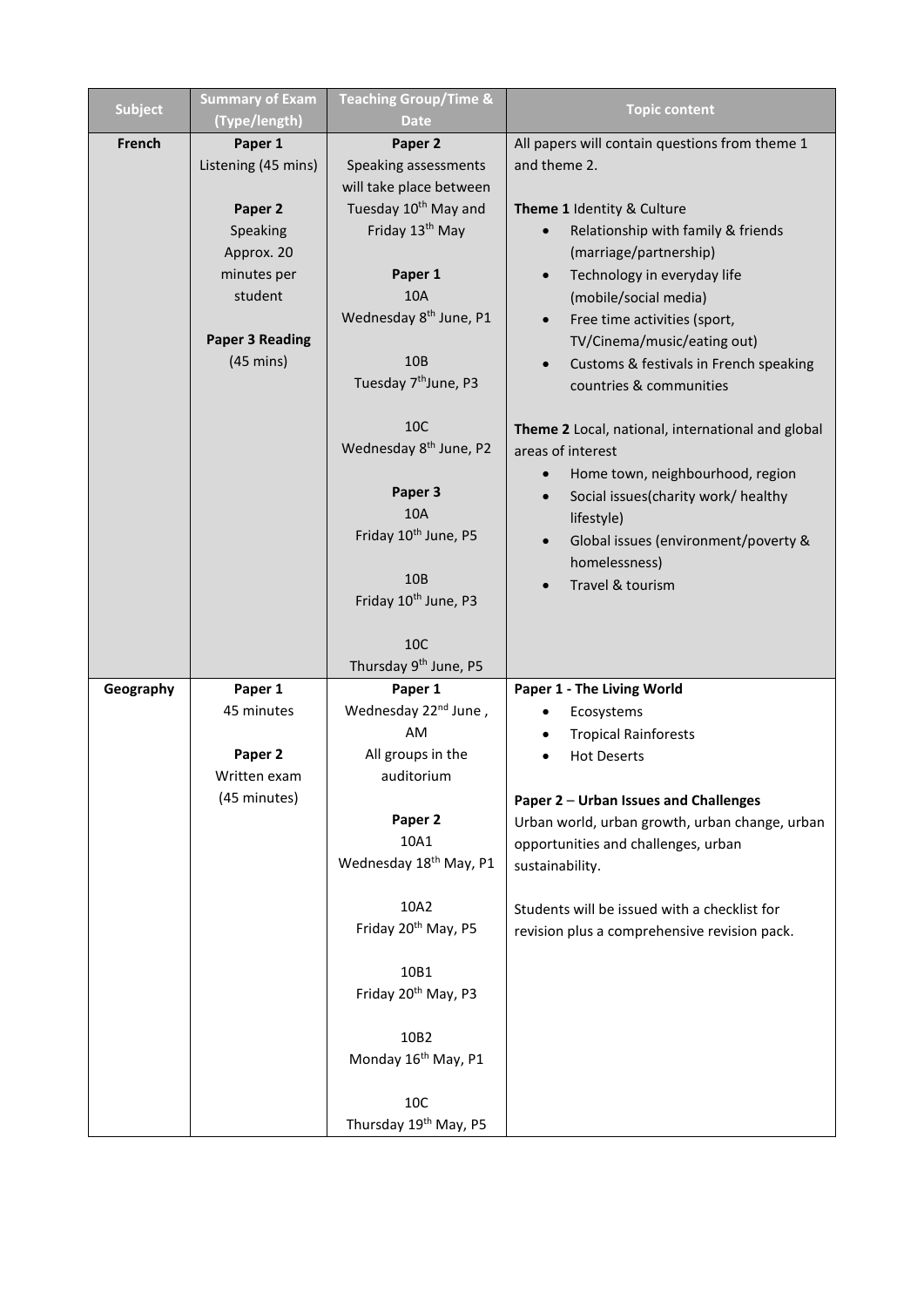| Subject | Summary of Exam (Type/length) | Teaching Group/Time & Date | Topic content |
|---|---|---|---|
| **French** | **Paper 1**<br>Listening (45 mins)<br><br>**Paper 2**<br>Speaking<br>Approx. 20 minutes per student<br><br>**Paper 3 Reading**<br>(45 mins) | **Paper 2**<br>Speaking assessments will take place between Tuesday 10th May and Friday 13th May<br><br>**Paper 1**<br>10A<br>Wednesday 8th June, P1<br><br>10B<br>Tuesday 7th June, P3<br><br>10C<br>Wednesday 8th June, P2<br><br>**Paper 3**<br>10A<br>Friday 10th June, P5<br><br>10B<br>Friday 10th June, P3<br><br>10C<br>Thursday 9th June, P5 | All papers will contain questions from theme 1 and theme 2.<br><br>**Theme 1** Identity & Culture<br>• Relationship with family & friends (marriage/partnership)<br>• Technology in everyday life (mobile/social media)<br>• Free time activities (sport, TV/Cinema/music/eating out)<br>• Customs & festivals in French speaking countries & communities<br><br>**Theme 2** Local, national, international and global areas of interest<br>• Home town, neighbourhood, region<br>• Social issues(charity work/ healthy lifestyle)<br>• Global issues (environment/poverty & homelessness)<br>• Travel & tourism |
| **Geography** | **Paper 1**<br>45 minutes<br><br>**Paper 2**<br>Written exam<br>(45 minutes) | **Paper 1**<br>Wednesday 22nd June , AM<br>All groups in the auditorium<br><br>**Paper 2**<br>10A1<br>Wednesday 18th May, P1<br><br>10A2<br>Friday 20th May, P5<br><br>10B1<br>Friday 20th May, P3<br><br>10B2<br>Monday 16th May, P1<br><br>10C<br>Thursday 19th May, P5 | **Paper 1 - The Living World**<br>• Ecosystems<br>• Tropical Rainforests<br>• Hot Deserts<br><br>**Paper 2** – **Urban Issues and Challenges**<br>Urban world, urban growth, urban change, urban opportunities and challenges, urban sustainability.<br><br>Students will be issued with a checklist for revision plus a comprehensive revision pack. |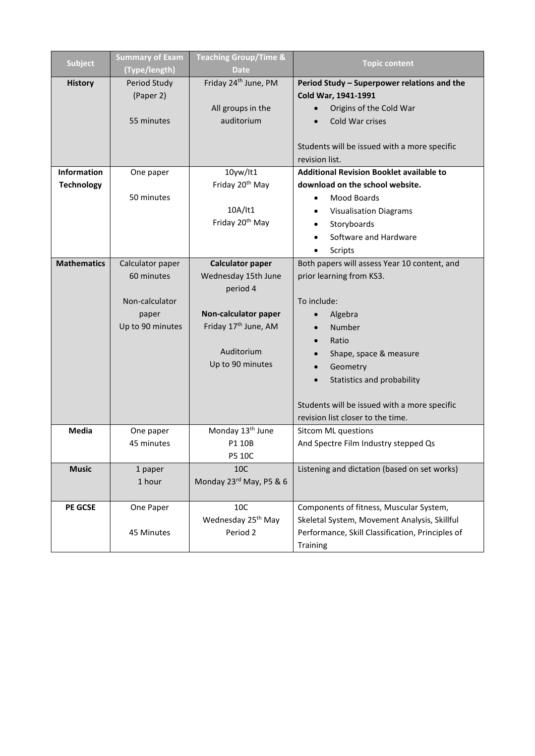| Subject | Summary of Exam (Type/length) | Teaching Group/Time & Date | Topic content |
|---|---|---|---|
| **History** | Period Study (Paper 2)<br><br>55 minutes | Friday 24th June, PM<br><br>All groups in the auditorium | **Period Study – Superpower relations and the Cold War, 1941-1991**<br>• Origins of the Cold War<br>• Cold War crises<br><br>Students will be issued with a more specific revision list. |
| **Information Technology** | One paper<br><br>50 minutes | 10yw/It1<br>Friday 20th May<br><br>10A/It1<br>Friday 20th May | **Additional Revision Booklet available to download on the school website.**<br>• Mood Boards<br>• Visualisation Diagrams<br>• Storyboards<br>• Software and Hardware<br>• Scripts |
| **Mathematics** | Calculator paper<br>60 minutes<br><br>Non-calculator paper<br>Up to 90 minutes | **Calculator paper**<br>Wednesday 15th June period 4<br><br>**Non-calculator paper**<br>Friday 17th June, AM<br><br>Auditorium<br>Up to 90 minutes | Both papers will assess Year 10 content, and prior learning from KS3.<br><br>To include:<br>• Algebra<br>• Number<br>• Ratio<br>• Shape, space & measure<br>• Geometry<br>• Statistics and probability<br><br>Students will be issued with a more specific revision list closer to the time. |
| **Media** | One paper<br>45 minutes | Monday 13th June<br>P1 10B<br>P5 10C | Sitcom ML questions<br>And Spectre Film Industry stepped Qs |
| **Music** | 1 paper<br>1 hour | 10C<br>Monday 23rd May, P5 & 6 | Listening and dictation (based on set works) |
| **PE GCSE** | One Paper<br><br>45 Minutes | 10C<br>Wednesday 25th May<br>Period 2 | Components of fitness, Muscular System, Skeletal System, Movement Analysis, Skillful Performance, Skill Classification, Principles of Training |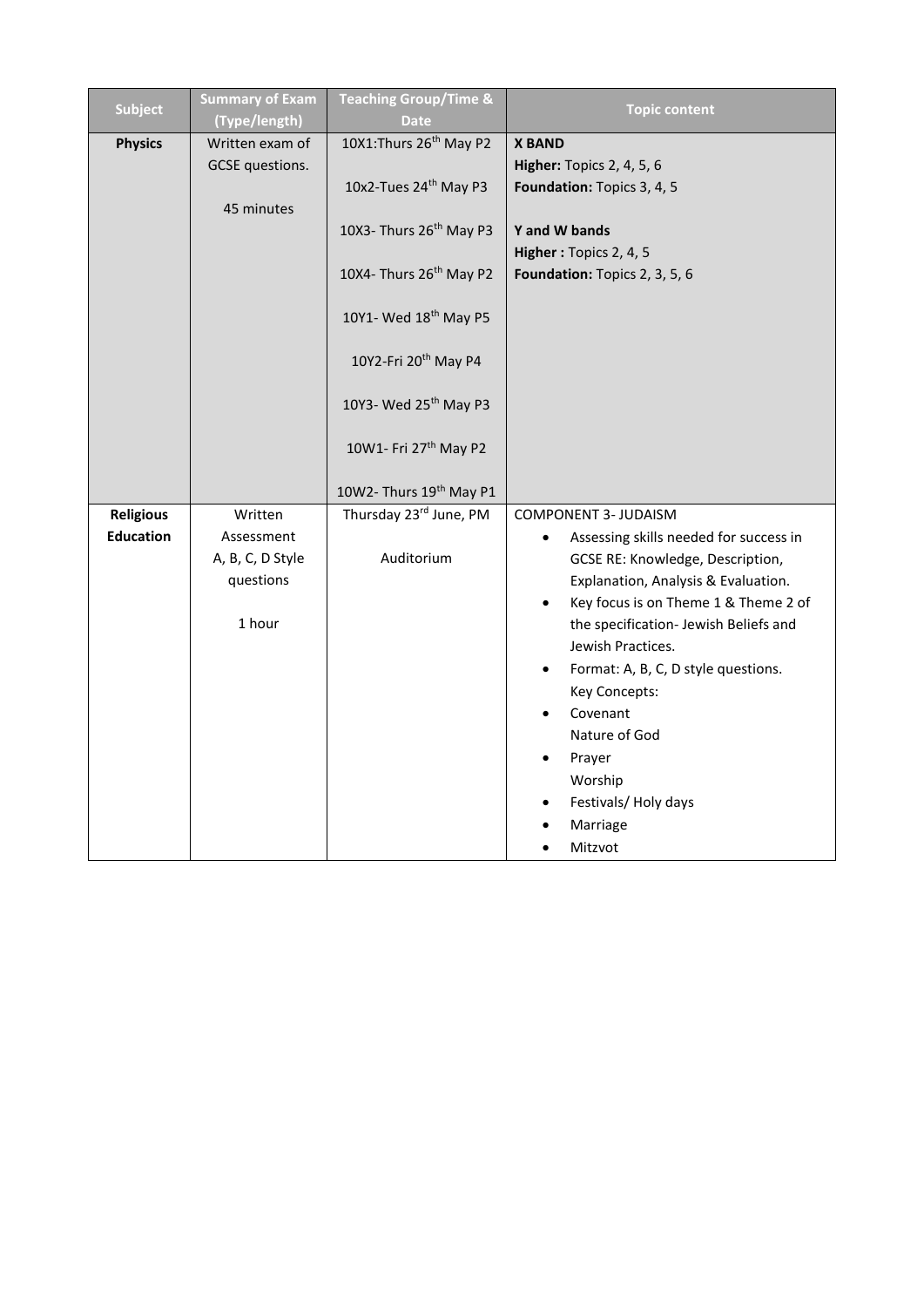| Subject | Summary of Exam (Type/length) | Teaching Group/Time & Date | Topic content |
|---|---|---|---|
| **Physics** | Written exam of GCSE questions.<br><br>45 minutes | 10X1:Thurs 26th May P2<br><br>10x2-Tues 24th May P3<br><br>10X3- Thurs 26th May P3<br><br>10X4- Thurs 26th May P2<br><br>10Y1- Wed 18th May P5<br><br>10Y2-Fri 20th May P4<br><br>10Y3- Wed 25th May P3<br><br>10W1- Fri 27th May P2<br><br>10W2- Thurs 19th May P1 | **X BAND**<br>**Higher:** Topics 2, 4, 5, 6<br>**Foundation:** Topics 3, 4, 5<br><br>**Y and W bands**<br>**Higher :** Topics 2, 4, 5<br>**Foundation:** Topics 2, 3, 5, 6 |
| **Religious Education** | Written Assessment A, B, C, D Style questions<br><br>1 hour | Thursday 23rd June, PM<br><br>Auditorium | COMPONENT 3- JUDAISM<br>• Assessing skills needed for success in GCSE RE: Knowledge, Description, Explanation, Analysis & Evaluation.<br>• Key focus is on Theme 1 & Theme 2 of the specification- Jewish Beliefs and Jewish Practices.<br>• Format: A, B, C, D style questions. Key Concepts:<br>• Covenant Nature of God<br>• Prayer Worship<br>• Festivals/ Holy days<br>• Marriage<br>• Mitzvot |